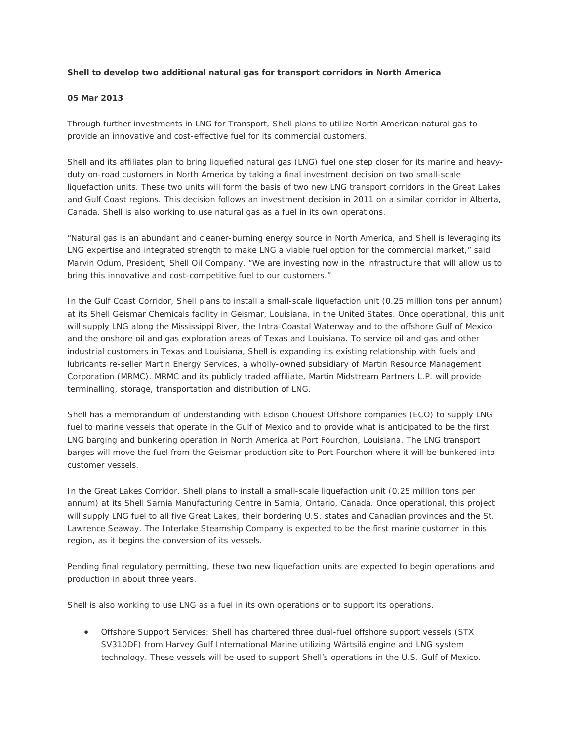**Shell to develop two additional natural gas for transport corridors in North America**

**05 Mar 2013**

Through further investments in LNG for Transport, Shell plans to utilize North American natural gas to provide an innovative and cost-effective fuel for its commercial customers.

Shell and its affiliates plan to bring liquefied natural gas (LNG) fuel one step closer for its marine and heavy-duty on-road customers in North America by taking a final investment decision on two small-scale liquefaction units. These two units will form the basis of two new LNG transport corridors in the Great Lakes and Gulf Coast regions. This decision follows an investment decision in 2011 on a similar corridor in Alberta, Canada. Shell is also working to use natural gas as a fuel in its own operations.

"Natural gas is an abundant and cleaner-burning energy source in North America, and Shell is leveraging its LNG expertise and integrated strength to make LNG a viable fuel option for the commercial market," said Marvin Odum, President, Shell Oil Company. "We are investing now in the infrastructure that will allow us to bring this innovative and cost-competitive fuel to our customers."

In the Gulf Coast Corridor, Shell plans to install a small-scale liquefaction unit (0.25 million tons per annum) at its Shell Geismar Chemicals facility in Geismar, Louisiana, in the United States. Once operational, this unit will supply LNG along the Mississippi River, the Intra-Coastal Waterway and to the offshore Gulf of Mexico and the onshore oil and gas exploration areas of Texas and Louisiana. To service oil and gas and other industrial customers in Texas and Louisiana, Shell is expanding its existing relationship with fuels and lubricants re-seller Martin Energy Services, a wholly-owned subsidiary of Martin Resource Management Corporation (MRMC). MRMC and its publicly traded affiliate, Martin Midstream Partners L.P. will provide terminalling, storage, transportation and distribution of LNG.

Shell has a memorandum of understanding with Edison Chouest Offshore companies (ECO) to supply LNG fuel to marine vessels that operate in the Gulf of Mexico and to provide what is anticipated to be the first LNG barging and bunkering operation in North America at Port Fourchon, Louisiana. The LNG transport barges will move the fuel from the Geismar production site to Port Fourchon where it will be bunkered into customer vessels.

In the Great Lakes Corridor, Shell plans to install a small-scale liquefaction unit (0.25 million tons per annum) at its Shell Sarnia Manufacturing Centre in Sarnia, Ontario, Canada. Once operational, this project will supply LNG fuel to all five Great Lakes, their bordering U.S. states and Canadian provinces and the St. Lawrence Seaway. The Interlake Steamship Company is expected to be the first marine customer in this region, as it begins the conversion of its vessels.

Pending final regulatory permitting, these two new liquefaction units are expected to begin operations and production in about three years.

Shell is also working to use LNG as a fuel in its own operations or to support its operations.

- Offshore Support Services: Shell has chartered three dual-fuel offshore support vessels (STX SV310DF) from Harvey Gulf International Marine utilizing Wärtsilä engine and LNG system technology. These vessels will be used to support Shell's operations in the U.S. Gulf of Mexico.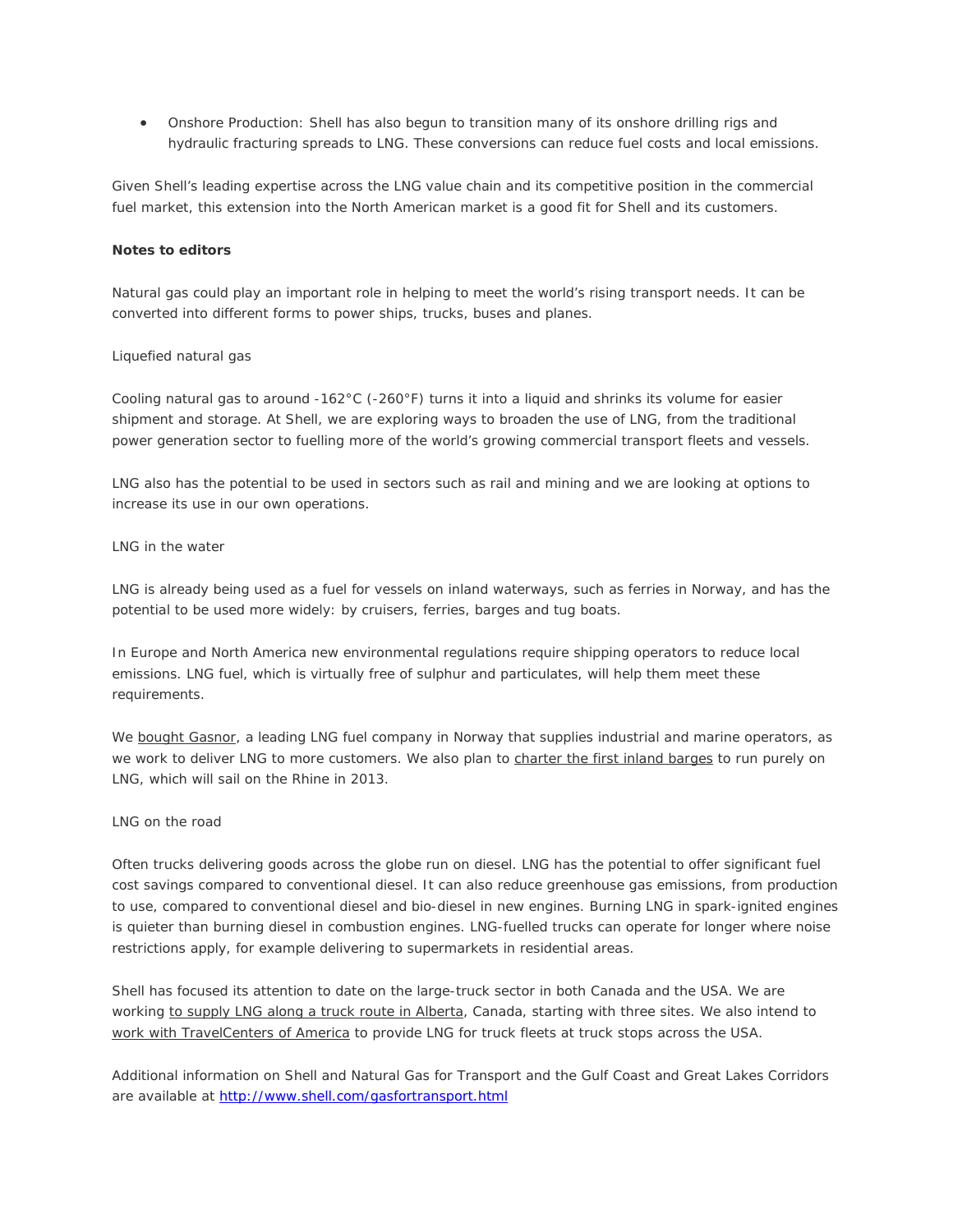- Onshore Production: Shell has also begun to transition many of its onshore drilling rigs and hydraulic fracturing spreads to LNG. These conversions can reduce fuel costs and local emissions.

Given Shell's leading expertise across the LNG value chain and its competitive position in the commercial fuel market, this extension into the North American market is a good fit for Shell and its customers.

**Notes to editors**

Natural gas could play an important role in helping to meet the world's rising transport needs. It can be converted into different forms to power ships, trucks, buses and planes.

Liquefied natural gas

Cooling natural gas to around -162°C (-260°F) turns it into a liquid and shrinks its volume for easier shipment and storage. At Shell, we are exploring ways to broaden the use of LNG, from the traditional power generation sector to fuelling more of the world's growing commercial transport fleets and vessels.

LNG also has the potential to be used in sectors such as rail and mining and we are looking at options to increase its use in our own operations.

LNG in the water

LNG is already being used as a fuel for vessels on inland waterways, such as ferries in Norway, and has the potential to be used more widely: by cruisers, ferries, barges and tug boats.

In Europe and North America new environmental regulations require shipping operators to reduce local emissions. LNG fuel, which is virtually free of sulphur and particulates, will help them meet these requirements.

We bought Gasnor, a leading LNG fuel company in Norway that supplies industrial and marine operators, as we work to deliver LNG to more customers. We also plan to charter the first inland barges to run purely on LNG, which will sail on the Rhine in 2013.

LNG on the road

Often trucks delivering goods across the globe run on diesel. LNG has the potential to offer significant fuel cost savings compared to conventional diesel. It can also reduce greenhouse gas emissions, from production to use, compared to conventional diesel and bio-diesel in new engines. Burning LNG in spark-ignited engines is quieter than burning diesel in combustion engines. LNG-fuelled trucks can operate for longer where noise restrictions apply, for example delivering to supermarkets in residential areas.

Shell has focused its attention to date on the large-truck sector in both Canada and the USA. We are working to supply LNG along a truck route in Alberta, Canada, starting with three sites. We also intend to work with TravelCenters of America to provide LNG for truck fleets at truck stops across the USA.

Additional information on Shell and Natural Gas for Transport and the Gulf Coast and Great Lakes Corridors are available at http://www.shell.com/gasfortransport.html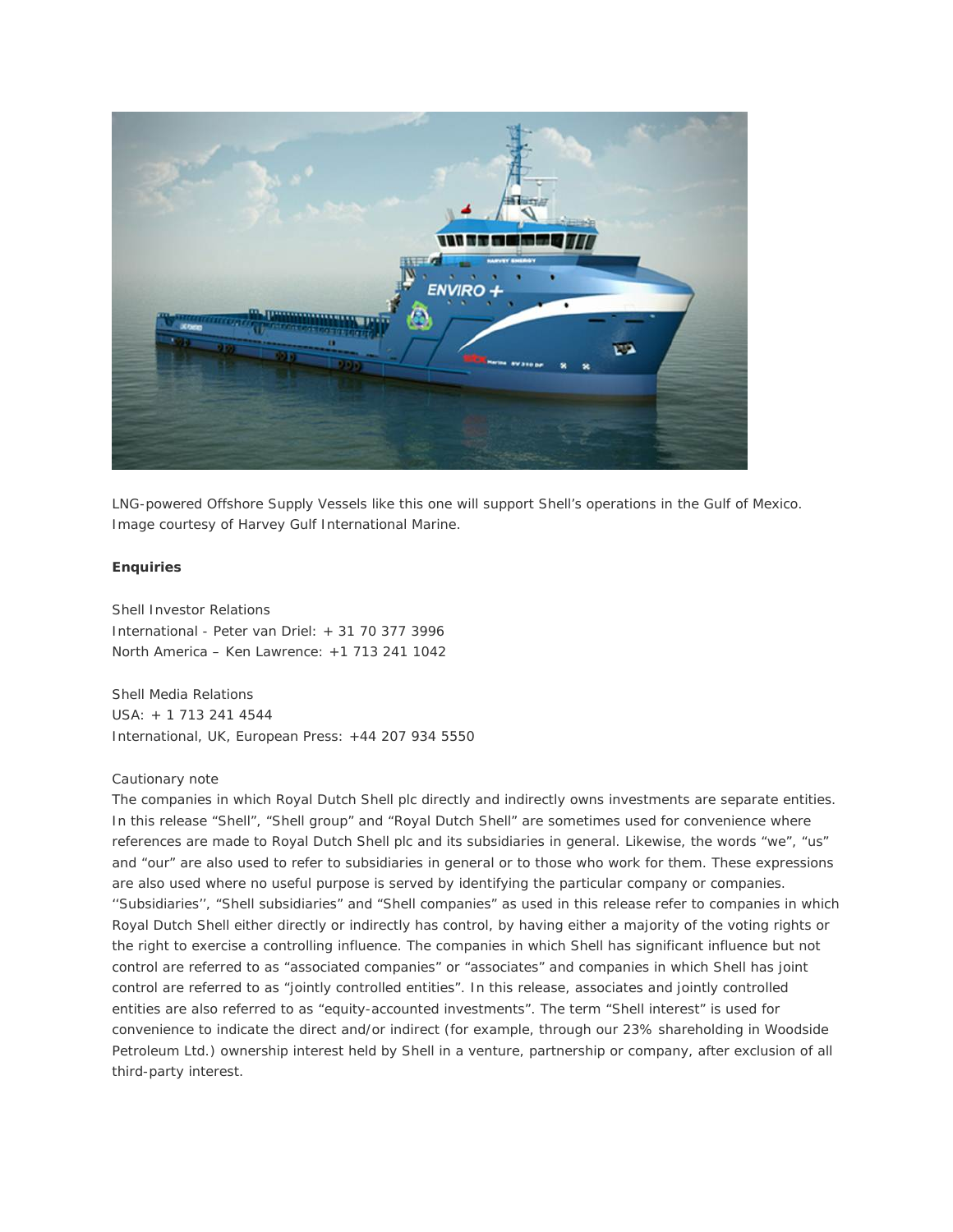LNG-powered Offshore Supply Vessels like this one will support Shell's operations in the Gulf of Mexico. Image courtesy of Harvey Gulf International Marine.

**Enquiries**

Shell Investor Relations
International - Peter van Driel: + 31 70 377 3996
North America – Ken Lawrence: +1 713 241 1042

Shell Media Relations
USA: + 1 713 241 4544
International, UK, European Press: +44 207 934 5550

Cautionary note
The companies in which Royal Dutch Shell plc directly and indirectly owns investments are separate entities. In this release "Shell", "Shell group" and "Royal Dutch Shell" are sometimes used for convenience where references are made to Royal Dutch Shell plc and its subsidiaries in general. Likewise, the words "we", "us" and "our" are also used to refer to subsidiaries in general or to those who work for them. These expressions are also used where no useful purpose is served by identifying the particular company or companies. ''Subsidiaries'', "Shell subsidiaries" and "Shell companies" as used in this release refer to companies in which Royal Dutch Shell either directly or indirectly has control, by having either a majority of the voting rights or the right to exercise a controlling influence. The companies in which Shell has significant influence but not control are referred to as "associated companies" or "associates" and companies in which Shell has joint control are referred to as "jointly controlled entities". In this release, associates and jointly controlled entities are also referred to as "equity-accounted investments". The term "Shell interest" is used for convenience to indicate the direct and/or indirect (for example, through our 23% shareholding in Woodside Petroleum Ltd.) ownership interest held by Shell in a venture, partnership or company, after exclusion of all third-party interest.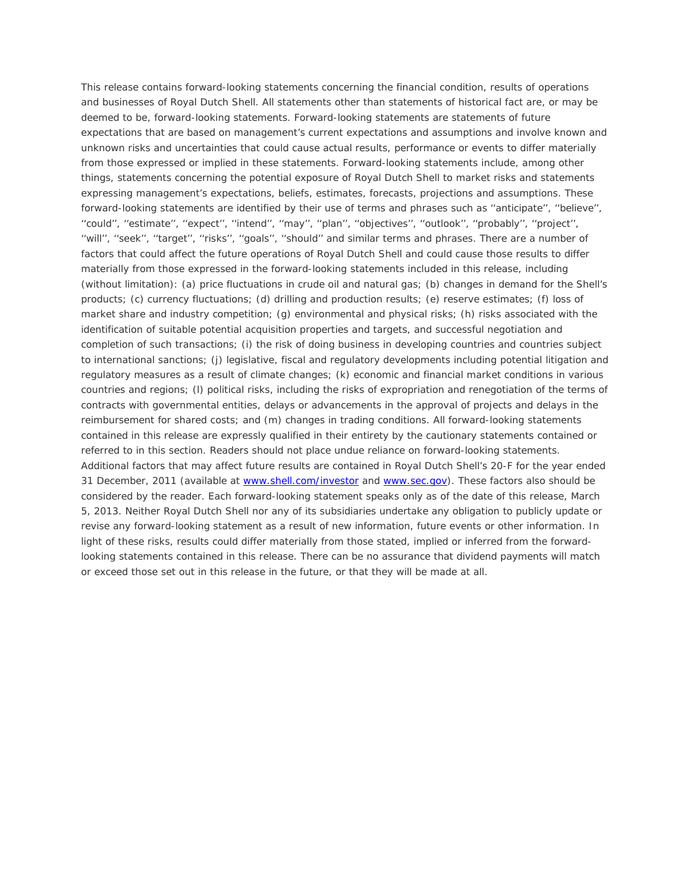This release contains forward-looking statements concerning the financial condition, results of operations and businesses of Royal Dutch Shell. All statements other than statements of historical fact are, or may be deemed to be, forward-looking statements. Forward-looking statements are statements of future expectations that are based on management's current expectations and assumptions and involve known and unknown risks and uncertainties that could cause actual results, performance or events to differ materially from those expressed or implied in these statements. Forward-looking statements include, among other things, statements concerning the potential exposure of Royal Dutch Shell to market risks and statements expressing management's expectations, beliefs, estimates, forecasts, projections and assumptions. These forward-looking statements are identified by their use of terms and phrases such as ''anticipate'', ''believe'', ''could'', ''estimate'', ''expect'', ''intend'', ''may'', ''plan'', ''objectives'', ''outlook'', ''probably'', ''project'', ''will'', ''seek'', ''target'', ''risks'', ''goals'', ''should'' and similar terms and phrases. There are a number of factors that could affect the future operations of Royal Dutch Shell and could cause those results to differ materially from those expressed in the forward-looking statements included in this release, including (without limitation): (a) price fluctuations in crude oil and natural gas; (b) changes in demand for the Shell's products; (c) currency fluctuations; (d) drilling and production results; (e) reserve estimates; (f) loss of market share and industry competition; (g) environmental and physical risks; (h) risks associated with the identification of suitable potential acquisition properties and targets, and successful negotiation and completion of such transactions; (i) the risk of doing business in developing countries and countries subject to international sanctions; (j) legislative, fiscal and regulatory developments including potential litigation and regulatory measures as a result of climate changes; (k) economic and financial market conditions in various countries and regions; (l) political risks, including the risks of expropriation and renegotiation of the terms of contracts with governmental entities, delays or advancements in the approval of projects and delays in the reimbursement for shared costs; and (m) changes in trading conditions. All forward-looking statements contained in this release are expressly qualified in their entirety by the cautionary statements contained or referred to in this section. Readers should not place undue reliance on forward-looking statements. Additional factors that may affect future results are contained in Royal Dutch Shell's 20-F for the year ended 31 December, 2011 (available at [www.shell.com/investor](http://www.shell.com/investor) and [www.sec.gov](http://www.sec.gov)). These factors also should be considered by the reader. Each forward-looking statement speaks only as of the date of this release, March 5, 2013. Neither Royal Dutch Shell nor any of its subsidiaries undertake any obligation to publicly update or revise any forward-looking statement as a result of new information, future events or other information. In light of these risks, results could differ materially from those stated, implied or inferred from the forward-looking statements contained in this release. There can be no assurance that dividend payments will match or exceed those set out in this release in the future, or that they will be made at all.